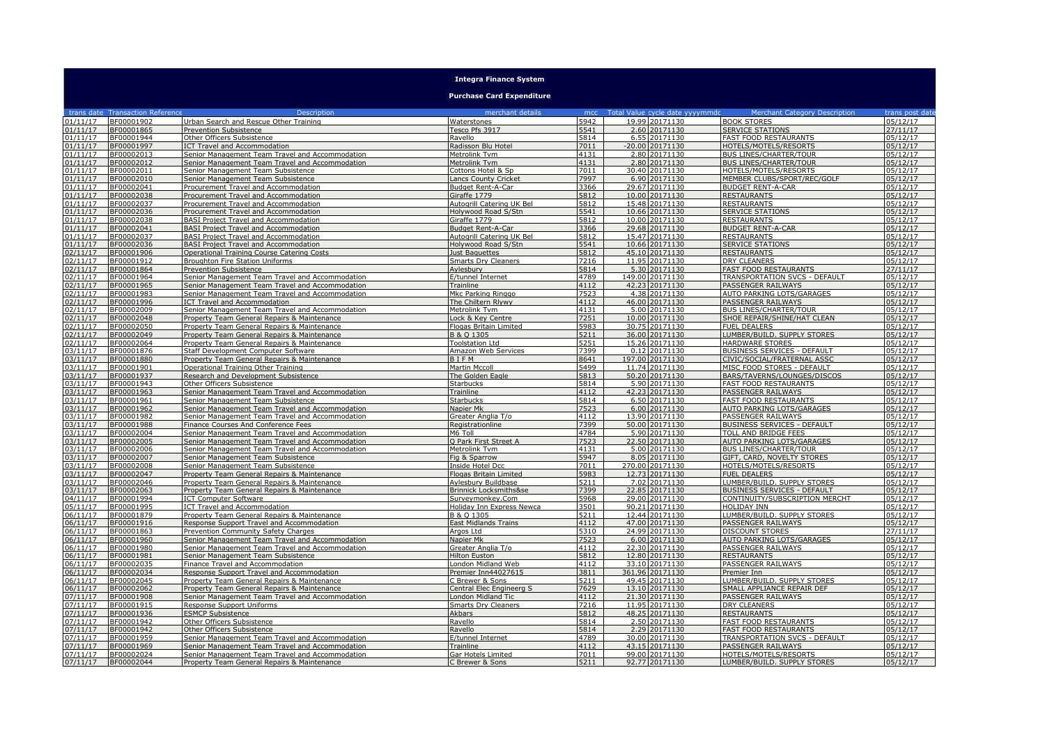# Integra Finance System

## Purchase Card Expenditure

| trans date | Transaction Reference | Description | merchant details | mcc | Total Value | cycle date yyyymmdd | Merchant Category Description | trans post date |
|---|---|---|---|---|---|---|---|---|
| 01/11/17 | BF00001902 | Urban Search and Rescue Other Training | Waterstones | 5942 | 19.99 | 20171130 | BOOK STORES | 05/12/17 |
| 01/11/17 | BF00001865 | Prevention Subsistence | Tesco Pfs 3917 | 5541 | 2.60 | 20171130 | SERVICE STATIONS | 27/11/17 |
| 01/11/17 | BF00001944 | Other Officers Subsistence | Ravello | 5814 | 6.55 | 20171130 | FAST FOOD RESTAURANTS | 05/12/17 |
| 01/11/17 | BF00001997 | ICT Travel and Accommodation | Radisson Blu Hotel | 7011 | -20.00 | 20171130 | HOTELS/MOTELS/RESORTS | 05/12/17 |
| 01/11/17 | BF00002013 | Senior Management Team Travel and Accommodation | Metrolink Tvm | 4131 | 2.80 | 20171130 | BUS LINES/CHARTER/TOUR | 05/12/17 |
| 01/11/17 | BF00002012 | Senior Management Team Travel and Accommodation | Metrolink Tvm | 4131 | 2.80 | 20171130 | BUS LINES/CHARTER/TOUR | 05/12/17 |
| 01/11/17 | BF00002011 | Senior Management Team Subsistence | Cottons Hotel & Sp | 7011 | 30.40 | 20171130 | HOTELS/MOTELS/RESORTS | 05/12/17 |
| 01/11/17 | BF00002010 | Senior Management Team Subsistence | Lancs County Cricket | 7997 | 6.90 | 20171130 | MEMBER CLUBS/SPORT/REC/GOLF | 05/12/17 |
| 01/11/17 | BF00002041 | Procurement Travel and Accommodation | Budget Rent-A-Car | 3366 | 29.67 | 20171130 | BUDGET RENT-A-CAR | 05/12/17 |
| 01/11/17 | BF00002038 | Procurement Travel and Accommodation | Giraffe 1779 | 5812 | 10.00 | 20171130 | RESTAURANTS | 05/12/17 |
| 01/11/17 | BF00002037 | Procurement Travel and Accommodation | Autogrill Catering UK Bel | 5812 | 15.48 | 20171130 | RESTAURANTS | 05/12/17 |
| 01/11/17 | BF00002036 | Procurement Travel and Accommodation | Holywood Road S/Stn | 5541 | 10.66 | 20171130 | SERVICE STATIONS | 05/12/17 |
| 01/11/17 | BF00002038 | BASI Project Travel and Accommodation | Giraffe 1779 | 5812 | 10.00 | 20171130 | RESTAURANTS | 05/12/17 |
| 01/11/17 | BF00002041 | BASI Project Travel and Accommodation | Budget Rent-A-Car | 3366 | 29.68 | 20171130 | BUDGET RENT-A-CAR | 05/12/17 |
| 01/11/17 | BF00002037 | BASI Project Travel and Accommodation | Autogrill Catering UK Bel | 5812 | 15.47 | 20171130 | RESTAURANTS | 05/12/17 |
| 01/11/17 | BF00002036 | BASI Project Travel and Accommodation | Holywood Road S/Stn | 5541 | 10.66 | 20171130 | SERVICE STATIONS | 05/12/17 |
| 02/11/17 | BF00001906 | Operational Training Course Catering Costs | Just Baguettes | 5812 | 45.10 | 20171130 | RESTAURANTS | 05/12/17 |
| 02/11/17 | BF00001912 | Broughton Fire Station Uniforms | Smarts Dry Cleaners | 7216 | 11.95 | 20171130 | DRY CLEANERS | 05/12/17 |
| 02/11/17 | BF00001864 | Prevention Subsistence | Aylesbury | 5814 | 5.30 | 20171130 | FAST FOOD RESTAURANTS | 27/11/17 |
| 02/11/17 | BF00001964 | Senior Management Team Travel and Accommodation | E/tunnel Internet | 4789 | 149.00 | 20171130 | TRANSPORTATION SVCS - DEFAULT | 05/12/17 |
| 02/11/17 | BF00001965 | Senior Management Team Travel and Accommodation | Trainline | 4112 | 42.23 | 20171130 | PASSENGER RAILWAYS | 05/12/17 |
| 02/11/17 | BF00001983 | Senior Management Team Travel and Accommodation | Mkc Parking Ringgo | 7523 | 4.38 | 20171130 | AUTO PARKING LOTS/GARAGES | 05/12/17 |
| 02/11/17 | BF00001996 | ICT Travel and Accommodation | The Chiltern Rlywy | 4112 | 46.00 | 20171130 | PASSENGER RAILWAYS | 05/12/17 |
| 02/11/17 | BF00002009 | Senior Management Team Travel and Accommodation | Metrolink Tvm | 4131 | 5.00 | 20171130 | BUS LINES/CHARTER/TOUR | 05/12/17 |
| 02/11/17 | BF00002048 | Property Team General Repairs & Maintenance | Lock & Key Centre | 7251 | 10.00 | 20171130 | SHOE REPAIR/SHINE/HAT CLEAN | 05/12/17 |
| 02/11/17 | BF00002050 | Property Team General Repairs & Maintenance | Flogas Britain Limited | 5983 | 30.75 | 20171130 | FUEL DEALERS | 05/12/17 |
| 02/11/17 | BF00002049 | Property Team General Repairs & Maintenance | B & Q 1305 | 5211 | 36.00 | 20171130 | LUMBER/BUILD. SUPPLY STORES | 05/12/17 |
| 02/11/17 | BF00002064 | Property Team General Repairs & Maintenance | Toolstation Ltd | 5251 | 15.26 | 20171130 | HARDWARE STORES | 05/12/17 |
| 03/11/17 | BF00001876 | Staff Development Computer Software | Amazon Web Services | 7399 | 0.12 | 20171130 | BUSINESS SERVICES - DEFAULT | 05/12/17 |
| 03/11/17 | BF00001880 | Property Team General Repairs & Maintenance | B I F M | 8641 | 197.00 | 20171130 | CIVIC/SOCIAL/FRATERNAL ASSC | 05/12/17 |
| 03/11/17 | BF00001901 | Operational Training Other Training | Martin Mccoll | 5499 | 11.74 | 20171130 | MISC FOOD STORES - DEFAULT | 05/12/17 |
| 03/11/17 | BF00001937 | Research and Development Subsistence | The Golden Eagle | 5813 | 50.20 | 20171130 | BARS/TAVERNS/LOUNGES/DISCOS | 05/12/17 |
| 03/11/17 | BF00001943 | Other Officers Subsistence | Starbucks | 5814 | 5.90 | 20171130 | FAST FOOD RESTAURANTS | 05/12/17 |
| 03/11/17 | BF00001963 | Senior Management Team Travel and Accommodation | Trainline | 4112 | 42.23 | 20171130 | PASSENGER RAILWAYS | 05/12/17 |
| 03/11/17 | BF00001961 | Senior Management Team Subsistence | Starbucks | 5814 | 6.50 | 20171130 | FAST FOOD RESTAURANTS | 05/12/17 |
| 03/11/17 | BF00001962 | Senior Management Team Travel and Accommodation | Napier Mk | 7523 | 6.00 | 20171130 | AUTO PARKING LOTS/GARAGES | 05/12/17 |
| 03/11/17 | BF00001982 | Senior Management Team Travel and Accommodation | Greater Anglia T/o | 4112 | 13.90 | 20171130 | PASSENGER RAILWAYS | 05/12/17 |
| 03/11/17 | BF00001988 | Finance Courses And Conference Fees | Registrationline | 7399 | 50.00 | 20171130 | BUSINESS SERVICES - DEFAULT | 05/12/17 |
| 03/11/17 | BF00002004 | Senior Management Team Travel and Accommodation | M6 Toll | 4784 | 5.90 | 20171130 | TOLL AND BRIDGE FEES | 05/12/17 |
| 03/11/17 | BF00002005 | Senior Management Team Travel and Accommodation | Q Park First Street A | 7523 | 22.50 | 20171130 | AUTO PARKING LOTS/GARAGES | 05/12/17 |
| 03/11/17 | BF00002006 | Senior Management Team Travel and Accommodation | Metrolink Tvm | 4131 | 5.00 | 20171130 | BUS LINES/CHARTER/TOUR | 05/12/17 |
| 03/11/17 | BF00002007 | Senior Management Team Subsistence | Fig & Sparrow | 5947 | 8.05 | 20171130 | GIFT, CARD, NOVELTY STORES | 05/12/17 |
| 03/11/17 | BF00002008 | Senior Management Team Subsistence | Inside Hotel Dcc | 7011 | 270.00 | 20171130 | HOTELS/MOTELS/RESORTS | 05/12/17 |
| 03/11/17 | BF00002047 | Property Team General Repairs & Maintenance | Flogas Britain Limited | 5983 | 12.73 | 20171130 | FUEL DEALERS | 05/12/17 |
| 03/11/17 | BF00002046 | Property Team General Repairs & Maintenance | Aylesbury Buildbase | 5211 | 7.02 | 20171130 | LUMBER/BUILD. SUPPLY STORES | 05/12/17 |
| 03/11/17 | BF00002063 | Property Team General Repairs & Maintenance | Brinnick Locksmiths&se | 7399 | 22.85 | 20171130 | BUSINESS SERVICES - DEFAULT | 05/12/17 |
| 04/11/17 | BF00001994 | ICT Computer Software | Surveymonkey.Com | 5968 | 29.00 | 20171130 | CONTINUITY/SUBSCRIPTION MERCHT | 05/12/17 |
| 05/11/17 | BF00001995 | ICT Travel and Accommodation | Holiday Inn Express Newca | 3501 | 90.21 | 20171130 | HOLIDAY INN | 05/12/17 |
| 06/11/17 | BF00001879 | Property Team General Repairs & Maintenance | B & Q 1305 | 5211 | 12.44 | 20171130 | LUMBER/BUILD. SUPPLY STORES | 05/12/17 |
| 06/11/17 | BF00001916 | Response Support Travel and Accommodation | East Midlands Trains | 4112 | 47.00 | 20171130 | PASSENGER RAILWAYS | 05/12/17 |
| 06/11/17 | BF00001863 | Prevention Community Safety Charges | Argos Ltd | 5310 | 24.99 | 20171130 | DISCOUNT STORES | 27/11/17 |
| 06/11/17 | BF00001960 | Senior Management Team Travel and Accommodation | Napier Mk | 7523 | 6.00 | 20171130 | AUTO PARKING LOTS/GARAGES | 05/12/17 |
| 06/11/17 | BF00001980 | Senior Management Team Travel and Accommodation | Greater Anglia T/o | 4112 | 22.30 | 20171130 | PASSENGER RAILWAYS | 05/12/17 |
| 06/11/17 | BF00001981 | Senior Management Team Subsistence | Hilton Euston | 5812 | 12.80 | 20171130 | RESTAURANTS | 05/12/17 |
| 06/11/17 | BF00002035 | Finance Travel and Accommodation | London Midland Web | 4112 | 33.10 | 20171130 | PASSENGER RAILWAYS | 05/12/17 |
| 06/11/17 | BF00002034 | Response Support Travel and Accommodation | Premier Inn44027615 | 3811 | 361.96 | 20171130 | Premier Inn | 05/12/17 |
| 06/11/17 | BF00002045 | Property Team General Repairs & Maintenance | C Brewer & Sons | 5211 | 49.45 | 20171130 | LUMBER/BUILD. SUPPLY STORES | 05/12/17 |
| 06/11/17 | BF00002062 | Property Team General Repairs & Maintenance | Central Elec Engineerg S | 7629 | 13.10 | 20171130 | SMALL APPLIANCE REPAIR DEF | 05/12/17 |
| 07/11/17 | BF00001908 | Senior Management Team Travel and Accommodation | London Midland Tic | 4112 | 21.30 | 20171130 | PASSENGER RAILWAYS | 05/12/17 |
| 07/11/17 | BF00001915 | Response Support Uniforms | Smarts Dry Cleaners | 7216 | 11.95 | 20171130 | DRY CLEANERS | 05/12/17 |
| 07/11/17 | BF00001936 | ESMCP Subsistence | Akbars | 5812 | 48.25 | 20171130 | RESTAURANTS | 05/12/17 |
| 07/11/17 | BF00001942 | Other Officers Subsistence | Ravello | 5814 | 2.50 | 20171130 | FAST FOOD RESTAURANTS | 05/12/17 |
| 07/11/17 | BF00001942 | Other Officers Subsistence | Ravello | 5814 | 2.29 | 20171130 | FAST FOOD RESTAURANTS | 05/12/17 |
| 07/11/17 | BF00001959 | Senior Management Team Travel and Accommodation | E/tunnel Internet | 4789 | 30.00 | 20171130 | TRANSPORTATION SVCS - DEFAULT | 05/12/17 |
| 07/11/17 | BF00001969 | Senior Management Team Travel and Accommodation | Trainline | 4112 | 43.15 | 20171130 | PASSENGER RAILWAYS | 05/12/17 |
| 07/11/17 | BF00002024 | Senior Management Team Travel and Accommodation | Gar Hotels Limited | 7011 | 99.00 | 20171130 | HOTELS/MOTELS/RESORTS | 05/12/17 |
| 07/11/17 | BF00002044 | Property Team General Repairs & Maintenance | C Brewer & Sons | 5211 | 92.77 | 20171130 | LUMBER/BUILD. SUPPLY STORES | 05/12/17 |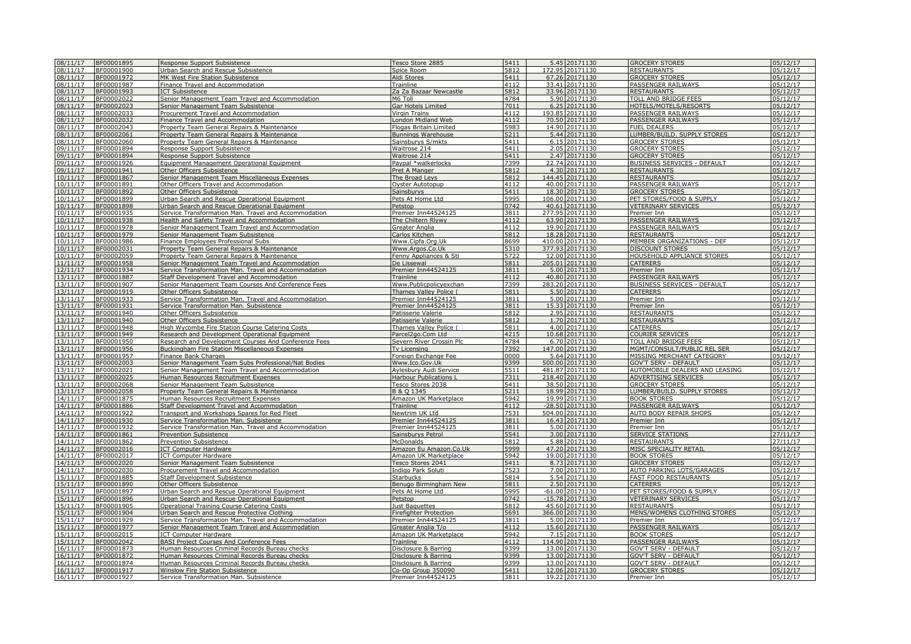| 08/11/17 | BF00001895 | Response Support Subsistence | Tesco Store 2885 | 5411 | 5.45 | 20171130 | GROCERY STORES | 05/12/17 |
|---|---|---|---|---|---|---|---|---|
| 08/11/17 | BF00001900 | Urban Search and Rescue Subsistence | Spice Room | 5812 | 172.95 | 20171130 | RESTAURANTS | 05/12/17 |
| 08/11/17 | BF00001972 | MK West Fire Station Subsistence | Aldi Stores | 5411 | 67.26 | 20171130 | GROCERY STORES | 05/12/17 |
| 08/11/17 | BF00001987 | Finance Travel and Accommodation | Trainline | 4112 | 33.41 | 20171130 | PASSENGER RAILWAYS | 05/12/17 |
| 08/11/17 | BF00001993 | ICT Subsistence | Za Za Bazaar Newcastle | 5812 | 33.96 | 20171130 | RESTAURANTS | 05/12/17 |
| 08/11/17 | BF00002022 | Senior Management Team Travel and Accommodation | M6 Toll | 4784 | 5.90 | 20171130 | TOLL AND BRIDGE FEES | 05/12/17 |
| 08/11/17 | BF00002023 | Senior Management Team Subsistence | Gar Hotels Limited | 7011 | 6.25 | 20171130 | HOTELS/MOTELS/RESORTS | 05/12/17 |
| 08/11/17 | BF00002033 | Procurement Travel and Accommodation | Virgin Trains | 4112 | 193.85 | 20171130 | PASSENGER RAILWAYS | 05/12/17 |
| 08/11/17 | BF00002032 | Finance Travel and Accommodation | London Midland Web | 4112 | 70.50 | 20171130 | PASSENGER RAILWAYS | 05/12/17 |
| 08/11/17 | BF00002043 | Property Team General Repairs & Maintenance | Flogas Britain Limited | 5983 | 14.90 | 20171130 | FUEL DEALERS | 05/12/17 |
| 08/11/17 | BF00002061 | Property Team General Repairs & Maintenance | Bunnings Warehouse | 5211 | 5.44 | 20171130 | LUMBER/BUILD. SUPPLY STORES | 05/12/17 |
| 08/11/17 | BF00002060 | Property Team General Repairs & Maintenance | Sainsburys S/mkts | 5411 | 6.15 | 20171130 | GROCERY STORES | 05/12/17 |
| 09/11/17 | BF00001894 | Response Support Subsistence | Waitrose 214 | 5411 | 2.05 | 20171130 | GROCERY STORES | 05/12/17 |
| 09/11/17 | BF00001894 | Response Support Subsistence | Waitrose 214 | 5411 | 2.47 | 20171130 | GROCERY STORES | 05/12/17 |
| 09/11/17 | BF00001926 | Equipment Management Operational Equipment | Paypal *walkerlocks | 7399 | 22.74 | 20171130 | BUSINESS SERVICES - DEFAULT | 05/12/17 |
| 09/11/17 | BF00001941 | Other Officers Subsistence | Pret A Manger | 5812 | 4.30 | 20171130 | RESTAURANTS | 05/12/17 |
| 10/11/17 | BF00001867 | Senior Management Team Miscellaneous Expenses | The Broad Leys | 5812 | 144.45 | 20171130 | RESTAURANTS | 05/12/17 |
| 10/11/17 | BF00001891 | Other Officers Travel and Accommodation | Oyster Autotopup | 4112 | 40.00 | 20171130 | PASSENGER RAILWAYS | 05/12/17 |
| 10/11/17 | BF00001892 | Other Officers Subsistence | Sainsburys | 5411 | 18.30 | 20171130 | GROCERY STORES | 05/12/17 |
| 10/11/17 | BF00001899 | Urban Search and Rescue Operational Equipment | Pets At Home Ltd | 5995 | 106.00 | 20171130 | PET STORES/FOOD & SUPPLY | 05/12/17 |
| 10/11/17 | BF00001898 | Urban Search and Rescue Operational Equipment | Petstop | 0742 | 40.61 | 20171130 | VETERINARY SERVICES | 05/12/17 |
| 10/11/17 | BF00001935 | Service Transformation Man. Travel and Accommodation | Premier Inn44524125 | 3811 | 277.95 | 20171130 | Premier Inn | 05/12/17 |
| 10/11/17 | BF00001938 | Health and Safety Travel and Accommodation | The Chiltern Rlywy | 4112 | 63.90 | 20171130 | PASSENGER RAILWAYS | 05/12/17 |
| 10/11/17 | BF00001978 | Senior Management Team Travel and Accommodation | Greater Anglia | 4112 | 19.90 | 20171130 | PASSENGER RAILWAYS | 05/12/17 |
| 10/11/17 | BF00001979 | Senior Management Team Subsistence | Carlos Kitchen | 5812 | 18.28 | 20171130 | RESTAURANTS | 05/12/17 |
| 10/11/17 | BF00001986 | Finance Employees Professional Subs | Www.Cipfa.Org.Uk | 8699 | 410.00 | 20171130 | MEMBER ORGANIZATIONS - DEF | 05/12/17 |
| 10/11/17 | BF00002031 | Property Team General Repairs & Maintenance | Www.Argos.Co.Uk | 5310 | 377.93 | 20171130 | DISCOUNT STORES | 05/12/17 |
| 10/11/17 | BF00002059 | Property Team General Repairs & Maintenance | Fenny Appliances & Sti | 5722 | 12.00 | 20171130 | HOUSEHOLD APPLIANCE STORES | 05/12/17 |
| 11/11/17 | BF00001958 | Senior Management Team Travel and Accommodation | De Lissewal | 5811 | 205.01 | 20171130 | CATERERS | 05/12/17 |
| 12/11/17 | BF00001934 | Service Transformation Man. Travel and Accommodation | Premier Inn44524125 | 3811 | 5.00 | 20171130 | Premier Inn | 05/12/17 |
| 13/11/17 | BF00001887 | Staff Development Travel and Accommodation | Trainline | 4112 | 40.80 | 20171130 | PASSENGER RAILWAYS | 05/12/17 |
| 13/11/17 | BF00001907 | Senior Management Team Courses And Conference Fees | Www.Publicpolicyexchan | 7399 | 283.20 | 20171130 | BUSINESS SERVICES - DEFAULT | 05/12/17 |
| 13/11/17 | BF00001919 | Other Officers Subsistence | Thames Valley Police ( | 5811 | 5.50 | 20171130 | CATERERS | 05/12/17 |
| 13/11/17 | BF00001933 | Service Transformation Man. Travel and Accommodation | Premier Inn44524125 | 3811 | 5.00 | 20171130 | Premier Inn | 05/12/17 |
| 13/11/17 | BF00001931 | Service Transformation Man. Subsistence | Premier Inn44524125 | 3811 | 15.33 | 20171130 | Premier Inn | 05/12/17 |
| 13/11/17 | BF00001940 | Other Officers Subsistence | Patisserie Valerie | 5812 | 2.95 | 20171130 | RESTAURANTS | 05/12/17 |
| 13/11/17 | BF00001940 | Other Officers Subsistence | Patisserie Valerie | 5812 | 1.70 | 20171130 | RESTAURANTS | 05/12/17 |
| 13/11/17 | BF00001948 | High Wycombe Fire Station Course Catering Costs | Thames Valley Police ( | 5811 | 4.00 | 20171130 | CATERERS | 05/12/17 |
| 13/11/17 | BF00001949 | Research and Development Operational Equipment | Parcel2go.Com Ltd | 4215 | 10.68 | 20171130 | COURIER SERVICES | 05/12/17 |
| 13/11/17 | BF00001950 | Research and Development Courses And Conference Fees | Severn River Crossin Plc | 4784 | 6.70 | 20171130 | TOLL AND BRIDGE FEES | 05/12/17 |
| 13/11/17 | BF00001956 | Buckingham Fire Station Miscellaneous Expenses | Tv Licensing | 7392 | 147.00 | 20171130 | MGMT/CONSULT/PUBLIC REL SER | 05/12/17 |
| 13/11/17 | BF00001957 | Finance Bank Charges | Foreign Exchange Fee | 0000 | 5.64 | 20171130 | MISSING MERCHANT CATEGORY | 05/12/17 |
| 13/11/17 | BF00002003 | Senior Management Team Subs Professional/Nat Bodies | Www.Ico.Gov.Uk | 9399 | 500.00 | 20171130 | GOV'T SERV - DEFAULT | 05/12/17 |
| 13/11/17 | BF00002021 | Senior Management Team Travel and Accommodation | Aylesbury Audi Service | 5511 | 481.87 | 20171130 | AUTOMOBILE DEALERS AND LEASING | 05/12/17 |
| 13/11/17 | BF00002025 | Human Resources Recruitment Expenses | Harbour Publications L | 7311 | 218.40 | 20171130 | ADVERTISING SERVICES | 05/12/17 |
| 13/11/17 | BF00002068 | Senior Management Team Subsistence | Tesco Stores 2038 | 5411 | 38.50 | 20171130 | GROCERY STORES | 05/12/17 |
| 13/11/17 | BF00002058 | Property Team General Repairs & Maintenance | B & Q 1345 | 5211 | 18.99 | 20171130 | LUMBER/BUILD. SUPPLY STORES | 05/12/17 |
| 14/11/17 | BF00001875 | Human Resources Recruitment Expenses | Amazon UK Marketplace | 5942 | 19.99 | 20171130 | BOOK STORES | 05/12/17 |
| 14/11/17 | BF00001886 | Staff Development Travel and Accommodation | Trainline | 4112 | -28.50 | 20171130 | PASSENGER RAILWAYS | 05/12/17 |
| 14/11/17 | BF00001922 | Transport and Workshops Spares for Red Fleet | Newtrim UK Ltd | 7531 | 504.00 | 20171130 | AUTO BODY REPAIR SHOPS | 05/12/17 |
| 14/11/17 | BF00001930 | Service Transformation Man. Subsistence | Premier Inn44524125 | 3811 | 16.43 | 20171130 | Premier Inn | 05/12/17 |
| 14/11/17 | BF00001932 | Service Transformation Man. Travel and Accommodation | Premier Inn44524125 | 3811 | 5.00 | 20171130 | Premier Inn | 05/12/17 |
| 14/11/17 | BF00001861 | Prevention Subsistence | Sainsburys Petrol | 5541 | 3.00 | 20171130 | SERVICE STATIONS | 27/11/17 |
| 14/11/17 | BF00001862 | Prevention Subsistence | McDonalds | 5812 | 5.88 | 20171130 | RESTAURANTS | 27/11/17 |
| 14/11/17 | BF00002016 | ICT Computer Hardware | Amazon Eu Amazon.Co.Uk | 5999 | 47.20 | 20171130 | MISC SPECIALITY RETAIL | 05/12/17 |
| 14/11/17 | BF00002017 | ICT Computer Hardware | Amazon UK Marketplace | 5942 | 19.00 | 20171130 | BOOK STORES | 05/12/17 |
| 14/11/17 | BF00002020 | Senior Management Team Subsistence | Tesco Stores 2041 | 5411 | 8.73 | 20171130 | GROCERY STORES | 05/12/17 |
| 14/11/17 | BF00002030 | Procurement Travel and Accommodation | Indigo Park Soluti | 7523 | 7.00 | 20171130 | AUTO PARKING LOTS/GARAGES | 05/12/17 |
| 15/11/17 | BF00001885 | Staff Development Subsistence | Starbucks | 5814 | 5.54 | 20171130 | FAST FOOD RESTAURANTS | 05/12/17 |
| 15/11/17 | BF00001890 | Other Officers Subsistence | Benugo Birmingham New | 5811 | 2.50 | 20171130 | CATERERS | 05/12/17 |
| 15/11/17 | BF00001897 | Urban Search and Rescue Operational Equipment | Pets At Home Ltd | 5995 | -61.00 | 20171130 | PET STORES/FOOD & SUPPLY | 05/12/17 |
| 15/11/17 | BF00001896 | Urban Search and Rescue Operational Equipment | Petstop | 0742 | -15.78 | 20171130 | VETERINARY SERVICES | 05/12/17 |
| 15/11/17 | BF00001905 | Operational Training Course Catering Costs | Just Baguettes | 5812 | 45.60 | 20171130 | RESTAURANTS | 05/12/17 |
| 15/11/17 | BF00001904 | Urban Search and Rescue Protective Clothing | Firefighter Protection | 5691 | 366.00 | 20171130 | MENS/WOMENS CLOTHING STORES | 05/12/17 |
| 15/11/17 | BF00001929 | Service Transformation Man. Travel and Accommodation | Premier Inn44524125 | 3811 | 5.00 | 20171130 | Premier Inn | 05/12/17 |
| 15/11/17 | BF00001977 | Senior Management Team Travel and Accommodation | Greater Anglia T/o | 4112 | 15.60 | 20171130 | PASSENGER RAILWAYS | 05/12/17 |
| 15/11/17 | BF00002015 | ICT Computer Hardware | Amazon UK Marketplace | 5942 | 7.15 | 20171130 | BOOK STORES | 05/12/17 |
| 15/11/17 | BF00002042 | BASI Project Courses And Conference Fees | Trainline | 4112 | 114.90 | 20171130 | PASSENGER RAILWAYS | 05/12/17 |
| 16/11/17 | BF00001873 | Human Resources Criminal Records Bureau checks | Disclosure & Barring | 9399 | 13.00 | 20171130 | GOV'T SERV - DEFAULT | 05/12/17 |
| 16/11/17 | BF00001872 | Human Resources Criminal Records Bureau checks | Disclosure & Barring | 9399 | 13.00 | 20171130 | GOV'T SERV - DEFAULT | 05/12/17 |
| 16/11/17 | BF00001874 | Human Resources Criminal Records Bureau checks | Disclosure & Barring | 9399 | 13.00 | 20171130 | GOV'T SERV - DEFAULT | 05/12/17 |
| 16/11/17 | BF00001917 | Winslow Fire Station Subsistence | Co-Op Group 350090 | 5411 | 12.06 | 20171130 | GROCERY STORES | 05/12/17 |
| 16/11/17 | BF00001927 | Service Transformation Man. Subsistence | Premier Inn44524125 | 3811 | 19.22 | 20171130 | Premier Inn | 05/12/17 |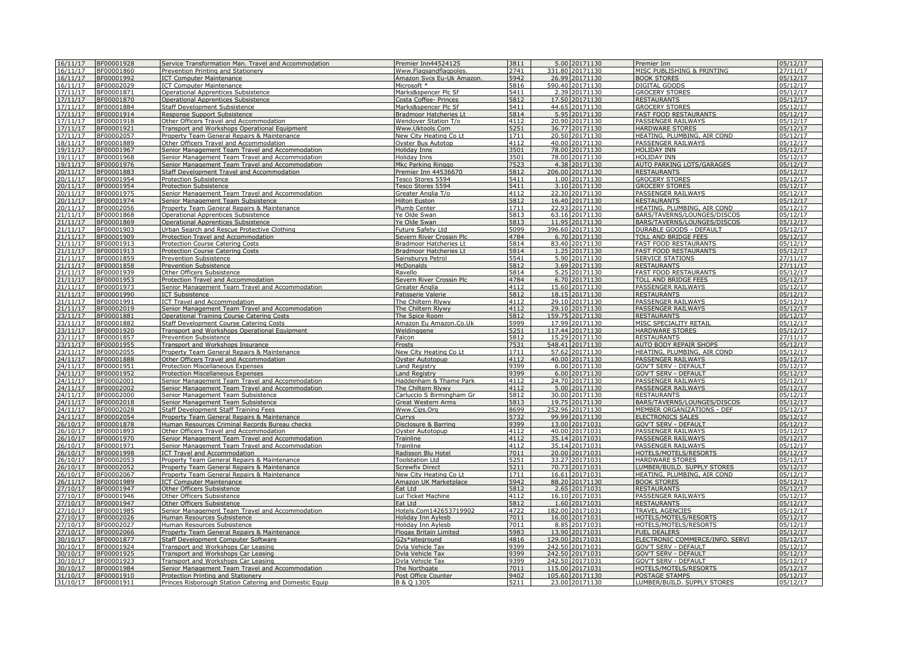| 16/11/17 | BF00001928 | Service Transformation Man. Travel and Accommodation | Premier Inn44524125 | 3811 | 5.00 | 20171130 | Premier Inn | 05/12/17 |
|---|---|---|---|---|---|---|---|---|
| 16/11/17 | BF00001860 | Prevention Printing and Stationery | Www.Flagsandflagpoles. | 2741 | 331.80 | 20171130 | MISC PUBLISHING & PRINTING | 27/11/17 |
| 16/11/17 | BF00001992 | ICT Computer Maintenance | Amazon Svcs Eu-Uk Amazon. | 5942 | 26.99 | 20171130 | BOOK STORES | 05/12/17 |
| 16/11/17 | BF00002029 | ICT Computer Maintenance | Microsoft * | 5816 | 590.40 | 20171130 | DIGITAL GOODS | 05/12/17 |
| 17/11/17 | BF00001871 | Operational Apprentices Subsistence | Marks&spencer Plc Sf | 5411 | 2.39 | 20171130 | GROCERY STORES | 05/12/17 |
| 17/11/17 | BF00001870 | Operational Apprentices Subsistence | Costa Coffee- Princes | 5812 | 17.50 | 20171130 | RESTAURANTS | 05/12/17 |
| 17/11/17 | BF00001884 | Staff Development Subsistence | Marks&spencer Plc Sf | 5411 | 44.65 | 20171130 | GROCERY STORES | 05/12/17 |
| 17/11/17 | BF00001914 | Response Support Subsistence | Bradmoor Hatcheries Lt | 5814 | 5.95 | 20171130 | FAST FOOD RESTAURANTS | 05/12/17 |
| 17/11/17 | BF00001918 | Other Officers Travel and Accommodation | Wendover Station T/o | 4112 | 20.90 | 20171130 | PASSENGER RAILWAYS | 05/12/17 |
| 17/11/17 | BF00001921 | Transport and Workshops Operational Equipment | Www.Uktools.Com | 5251 | 36.77 | 20171130 | HARDWARE STORES | 05/12/17 |
| 17/11/17 | BF00002057 | Property Team General Repairs & Maintenance | New City Heating Co Lt | 1711 | 20.50 | 20171130 | HEATING, PLUMBING, AIR COND | 05/12/17 |
| 18/11/17 | BF00001889 | Other Officers Travel and Accommodation | Oyster Bus Autotop | 4112 | 40.00 | 20171130 | PASSENGER RAILWAYS | 05/12/17 |
| 19/11/17 | BF00001967 | Senior Management Team Travel and Accommodation | Holiday Inns | 3501 | 78.00 | 20171130 | HOLIDAY INN | 05/12/17 |
| 19/11/17 | BF00001968 | Senior Management Team Travel and Accommodation | Holiday Inns | 3501 | 78.00 | 20171130 | HOLIDAY INN | 05/12/17 |
| 19/11/17 | BF00001976 | Senior Management Team Travel and Accommodation | Mkc Parking Ringgo | 7523 | 4.38 | 20171130 | AUTO PARKING LOTS/GARAGES | 05/12/17 |
| 20/11/17 | BF00001883 | Staff Development Travel and Accommodation | Premier Inn 44536670 | 5812 | 206.00 | 20171130 | RESTAURANTS | 05/12/17 |
| 20/11/17 | BF00001954 | Protection Subsistence | Tesco Stores 5594 | 5411 | 1.00 | 20171130 | GROCERY STORES | 05/12/17 |
| 20/11/17 | BF00001954 | Protection Subsistence | Tesco Stores 5594 | 5411 | 3.10 | 20171130 | GROCERY STORES | 05/12/17 |
| 20/11/17 | BF00001975 | Senior Management Team Travel and Accommodation | Greater Anglia T/o | 4112 | 22.30 | 20171130 | PASSENGER RAILWAYS | 05/12/17 |
| 20/11/17 | BF00001974 | Senior Management Team Subsistence | Hilton Euston | 5812 | 16.40 | 20171130 | RESTAURANTS | 05/12/17 |
| 20/11/17 | BF00002056 | Property Team General Repairs & Maintenance | Plumb Center | 1711 | 22.93 | 20171130 | HEATING, PLUMBING, AIR COND | 05/12/17 |
| 21/11/17 | BF00001868 | Operational Apprentices Subsistence | Ye Olde Swan | 5813 | 63.16 | 20171130 | BARS/TAVERNS/LOUNGES/DISCOS | 05/12/17 |
| 21/11/17 | BF00001869 | Operational Apprentices Subsistence | Ye Olde Swan | 5813 | 11.95 | 20171130 | BARS/TAVERNS/LOUNGES/DISCOS | 05/12/17 |
| 21/11/17 | BF00001903 | Urban Search and Rescue Protective Clothing | Future Safety Ltd | 5099 | 396.60 | 20171130 | DURABLE GOODS - DEFAULT | 05/12/17 |
| 21/11/17 | BF00001909 | Protection Travel and Accommodation | Severn River Crossin Plc | 4784 | 6.70 | 20171130 | TOLL AND BRIDGE FEES | 05/12/17 |
| 21/11/17 | BF00001913 | Protection Course Catering Costs | Bradmoor Hatcheries Lt | 5814 | 83.40 | 20171130 | FAST FOOD RESTAURANTS | 05/12/17 |
| 21/11/17 | BF00001913 | Protection Course Catering Costs | Bradmoor Hatcheries Lt | 5814 | 1.25 | 20171130 | FAST FOOD RESTAURANTS | 05/12/17 |
| 21/11/17 | BF00001859 | Prevention Subsistence | Sainsburys Petrol | 5541 | 5.90 | 20171130 | SERVICE STATIONS | 27/11/17 |
| 21/11/17 | BF00001858 | Prevention Subsistence | McDonalds | 5812 | 3.69 | 20171130 | RESTAURANTS | 27/11/17 |
| 21/11/17 | BF00001939 | Other Officers Subsistence | Ravello | 5814 | 5.25 | 20171130 | FAST FOOD RESTAURANTS | 05/12/17 |
| 21/11/17 | BF00001953 | Protection Travel and Accommodation | Severn River Crossin Plc | 4784 | 6.70 | 20171130 | TOLL AND BRIDGE FEES | 05/12/17 |
| 21/11/17 | BF00001973 | Senior Management Team Travel and Accommodation | Greater Anglia | 4112 | 15.60 | 20171130 | PASSENGER RAILWAYS | 05/12/17 |
| 21/11/17 | BF00001990 | ICT Subsistence | Patisserie Valerie | 5812 | 18.15 | 20171130 | RESTAURANTS | 05/12/17 |
| 21/11/17 | BF00001991 | ICT Travel and Accommodation | The Chiltern Rlywy | 4112 | 29.10 | 20171130 | PASSENGER RAILWAYS | 05/12/17 |
| 21/11/17 | BF00002019 | Senior Management Team Travel and Accommodation | The Chiltern Rlywy | 4112 | 29.10 | 20171130 | PASSENGER RAILWAYS | 05/12/17 |
| 23/11/17 | BF00001881 | Operational Training Course Catering Costs | The Spice Room | 5812 | 159.75 | 20171130 | RESTAURANTS | 05/12/17 |
| 23/11/17 | BF00001882 | Staff Development Course Catering Costs | Amazon Eu Amazon.Co.Uk | 5999 | 17.99 | 20171130 | MISC SPECIALITY RETAIL | 05/12/17 |
| 23/11/17 | BF00001920 | Transport and Workshops Operational Equipment | Weldinggene | 5251 | 117.44 | 20171130 | HARDWARE STORES | 05/12/17 |
| 23/11/17 | BF00001857 | Prevention Subsistence | Falcon | 5812 | 15.29 | 20171130 | RESTAURANTS | 27/11/17 |
| 23/11/17 | BF00001955 | Transport and Workshops Insurance | Frosts | 7531 | 548.41 | 20171130 | AUTO BODY REPAIR SHOPS | 05/12/17 |
| 23/11/17 | BF00002055 | Property Team General Repairs & Maintenance | New City Heating Co Lt | 1711 | 57.62 | 20171130 | HEATING, PLUMBING, AIR COND | 05/12/17 |
| 24/11/17 | BF00001888 | Other Officers Travel and Accommodation | Oyster Autotopup | 4112 | 40.00 | 20171130 | PASSENGER RAILWAYS | 05/12/17 |
| 24/11/17 | BF00001951 | Protection Miscellaneous Expenses | Land Registry | 9399 | 6.00 | 20171130 | GOV'T SERV - DEFAULT | 05/12/17 |
| 24/11/17 | BF00001952 | Protection Miscellaneous Expenses | Land Registry | 9399 | 6.00 | 20171130 | GOV'T SERV - DEFAULT | 05/12/17 |
| 24/11/17 | BF00002001 | Senior Management Team Travel and Accommodation | Haddenham & Thame Park | 4112 | 24.70 | 20171130 | PASSENGER RAILWAYS | 05/12/17 |
| 24/11/17 | BF00002002 | Senior Management Team Travel and Accommodation | The Chiltern Rlywy | 4112 | 5.00 | 20171130 | PASSENGER RAILWAYS | 05/12/17 |
| 24/11/17 | BF00002000 | Senior Management Team Subsistence | Carluccio S Birmingham Gr | 5812 | 30.00 | 20171130 | RESTAURANTS | 05/12/17 |
| 24/11/17 | BF00002018 | Senior Management Team Subsistence | Great Western Arms | 5813 | 19.75 | 20171130 | BARS/TAVERNS/LOUNGES/DISCOS | 05/12/17 |
| 24/11/17 | BF00002028 | Staff Development Staff Training Fees | Www.Cips.Org | 8699 | 252.96 | 20171130 | MEMBER ORGANIZATIONS - DEF | 05/12/17 |
| 24/11/17 | BF00002054 | Property Team General Repairs & Maintenance | Currys | 5732 | 99.99 | 20171130 | ELECTRONICS SALES | 05/12/17 |
| 26/10/17 | BF00001878 | Human Resources Criminal Records Bureau checks | Disclosure & Barring | 9399 | 13.00 | 20171031 | GOV'T SERV - DEFAULT | 05/12/17 |
| 26/10/17 | BF00001893 | Other Officers Travel and Accommodation | Oyster Autotopup | 4112 | 40.00 | 20171031 | PASSENGER RAILWAYS | 05/12/17 |
| 26/10/17 | BF00001970 | Senior Management Team Travel and Accommodation | Trainline | 4112 | 35.14 | 20171031 | PASSENGER RAILWAYS | 05/12/17 |
| 26/10/17 | BF00001971 | Senior Management Team Travel and Accommodation | Trainline | 4112 | 35.14 | 20171031 | PASSENGER RAILWAYS | 05/12/17 |
| 26/10/17 | BF00001998 | ICT Travel and Accommodation | Radisson Blu Hotel | 7011 | 20.00 | 20171031 | HOTELS/MOTELS/RESORTS | 05/12/17 |
| 26/10/17 | BF00002053 | Property Team General Repairs & Maintenance | Toolstation Ltd | 5251 | 33.27 | 20171031 | HARDWARE STORES | 05/12/17 |
| 26/10/17 | BF00002052 | Property Team General Repairs & Maintenance | Screwfix Direct | 5211 | 70.73 | 20171031 | LUMBER/BUILD. SUPPLY STORES | 05/12/17 |
| 26/10/17 | BF00002067 | Property Team General Repairs & Maintenance | New City Heating Co Lt | 1711 | 16.61 | 20171031 | HEATING, PLUMBING, AIR COND | 05/12/17 |
| 26/11/17 | BF00001989 | ICT Computer Maintenance | Amazon UK Marketplace | 5942 | 88.20 | 20171130 | BOOK STORES | 05/12/17 |
| 27/10/17 | BF00001947 | Other Officers Subsistence | Eat Ltd | 5812 | 2.65 | 20171031 | RESTAURANTS | 05/12/17 |
| 27/10/17 | BF00001946 | Other Officers Subsistence | Lul Ticket Machine | 4112 | 16.10 | 20171031 | PASSENGER RAILWAYS | 05/12/17 |
| 27/10/17 | BF00001947 | Other Officers Subsistence | Eat Ltd | 5812 | 1.60 | 20171031 | RESTAURANTS | 05/12/17 |
| 27/10/17 | BF00001985 | Senior Management Team Travel and Accommodation | Hotels.Com142653719902 | 4722 | 182.00 | 20171031 | TRAVEL AGENCIES | 05/12/17 |
| 27/10/17 | BF00002026 | Human Resources Subsistence | Holiday Inn Aylesb | 7011 | 16.00 | 20171031 | HOTELS/MOTELS/RESORTS | 05/12/17 |
| 27/10/17 | BF00002027 | Human Resources Subsistence | Holiday Inn Aylesb | 7011 | 8.85 | 20171031 | HOTELS/MOTELS/RESORTS | 05/12/17 |
| 27/10/17 | BF00002066 | Property Team General Repairs & Maintenance | Flogas Britain Limited | 5983 | 13.90 | 20171031 | FUEL DEALERS | 05/12/17 |
| 30/10/17 | BF00001877 | Staff Development Computer Software | G2s*siteground | 4816 | 129.00 | 20171031 | ELECTRONIC COMMERCE/INFO. SERVI | 05/12/17 |
| 30/10/17 | BF00001924 | Transport and Workshops Car Leasing | Dvla Vehicle Tax | 9399 | 242.50 | 20171031 | GOV'T SERV - DEFAULT | 05/12/17 |
| 30/10/17 | BF00001925 | Transport and Workshops Car Leasing | Dvla Vehicle Tax | 9399 | 242.50 | 20171031 | GOV'T SERV - DEFAULT | 05/12/17 |
| 30/10/17 | BF00001923 | Transport and Workshops Car Leasing | Dvla Vehicle Tax | 9399 | 242.50 | 20171031 | GOV'T SERV - DEFAULT | 05/12/17 |
| 30/10/17 | BF00001984 | Senior Management Team Travel and Accommodation | The Northgate | 7011 | 115.00 | 20171031 | HOTELS/MOTELS/RESORTS | 05/12/17 |
| 31/10/17 | BF00001910 | Protection Printing and Stationery | Post Office Counter | 9402 | 105.60 | 20171130 | POSTAGE STAMPS | 05/12/17 |
| 31/10/17 | BF00001911 | Princes Risborough Station Catering and Domestic Equip | B & Q 1305 | 5211 | 23.00 | 20171130 | LUMBER/BUILD. SUPPLY STORES | 05/12/17 |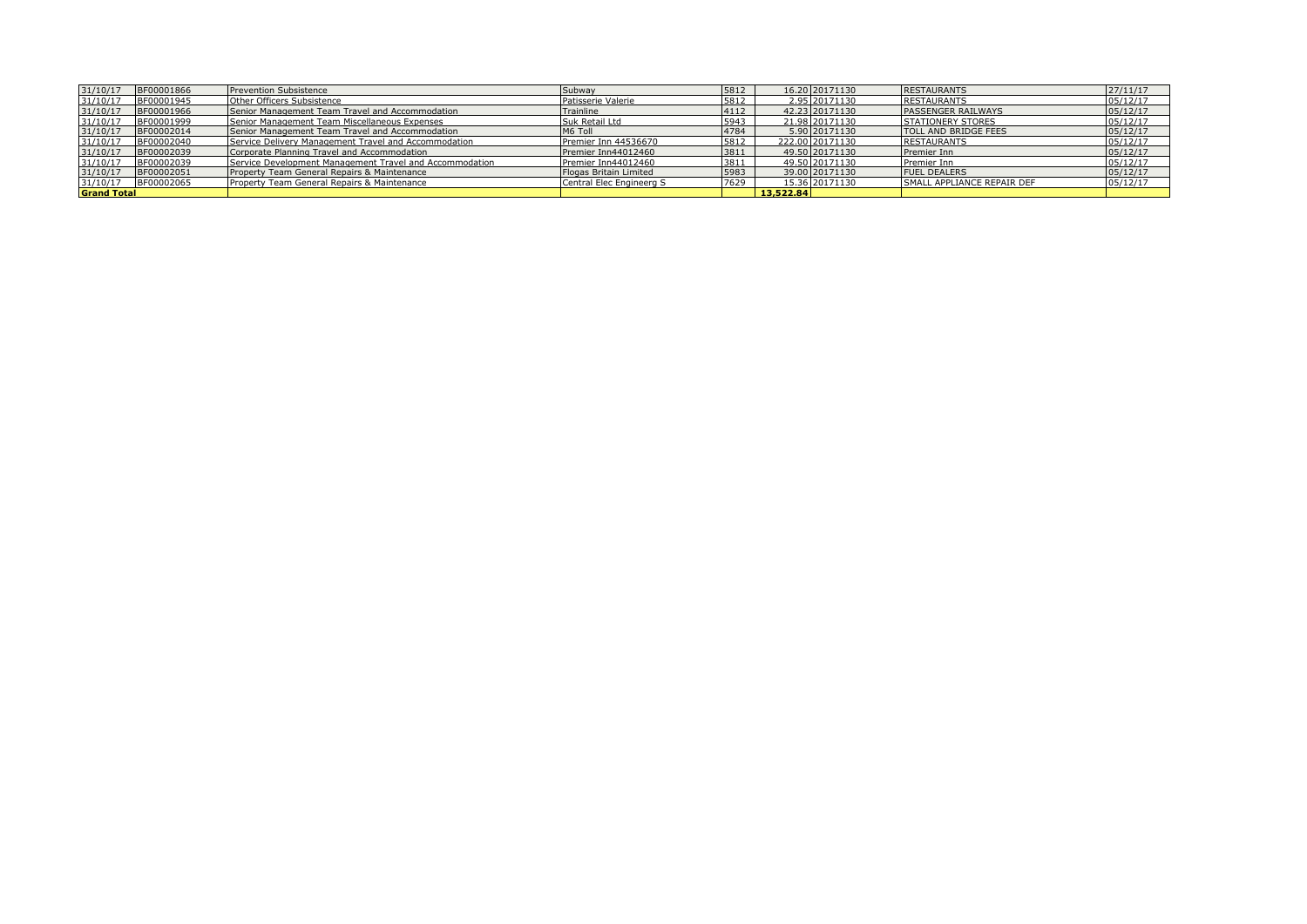| | | | | | | | | |
|---|---|---|---|---|---|---|---|---|
| 31/10/17 | BF00001866 | Prevention Subsistence | Subway | 5812 | 16.20 | 20171130 | RESTAURANTS | 27/11/17 |
| 31/10/17 | BF00001945 | Other Officers Subsistence | Patisserie Valerie | 5812 | 2.95 | 20171130 | RESTAURANTS | 05/12/17 |
| 31/10/17 | BF00001966 | Senior Management Team Travel and Accommodation | Trainline | 4112 | 42.23 | 20171130 | PASSENGER RAILWAYS | 05/12/17 |
| 31/10/17 | BF00001999 | Senior Management Team Miscellaneous Expenses | Suk Retail Ltd | 5943 | 21.98 | 20171130 | STATIONERY STORES | 05/12/17 |
| 31/10/17 | BF00002014 | Senior Management Team Travel and Accommodation | M6 Toll | 4784 | 5.90 | 20171130 | TOLL AND BRIDGE FEES | 05/12/17 |
| 31/10/17 | BF00002040 | Service Delivery Management Travel and Accommodation | Premier Inn 44536670 | 5812 | 222.00 | 20171130 | RESTAURANTS | 05/12/17 |
| 31/10/17 | BF00002039 | Corporate Planning Travel and Accommodation | Premier Inn44012460 | 3811 | 49.50 | 20171130 | Premier Inn | 05/12/17 |
| 31/10/17 | BF00002039 | Service Development Management Travel and Accommodation | Premier Inn44012460 | 3811 | 49.50 | 20171130 | Premier Inn | 05/12/17 |
| 31/10/17 | BF00002051 | Property Team General Repairs & Maintenance | Flogas Britain Limited | 5983 | 39.00 | 20171130 | FUEL DEALERS | 05/12/17 |
| 31/10/17 | BF00002065 | Property Team General Repairs & Maintenance | Central Elec Engineerg S | 7629 | 15.36 | 20171130 | SMALL APPLIANCE REPAIR DEF | 05/12/17 |
| **Grand Total** | | | | | **13,522.84** | | | |